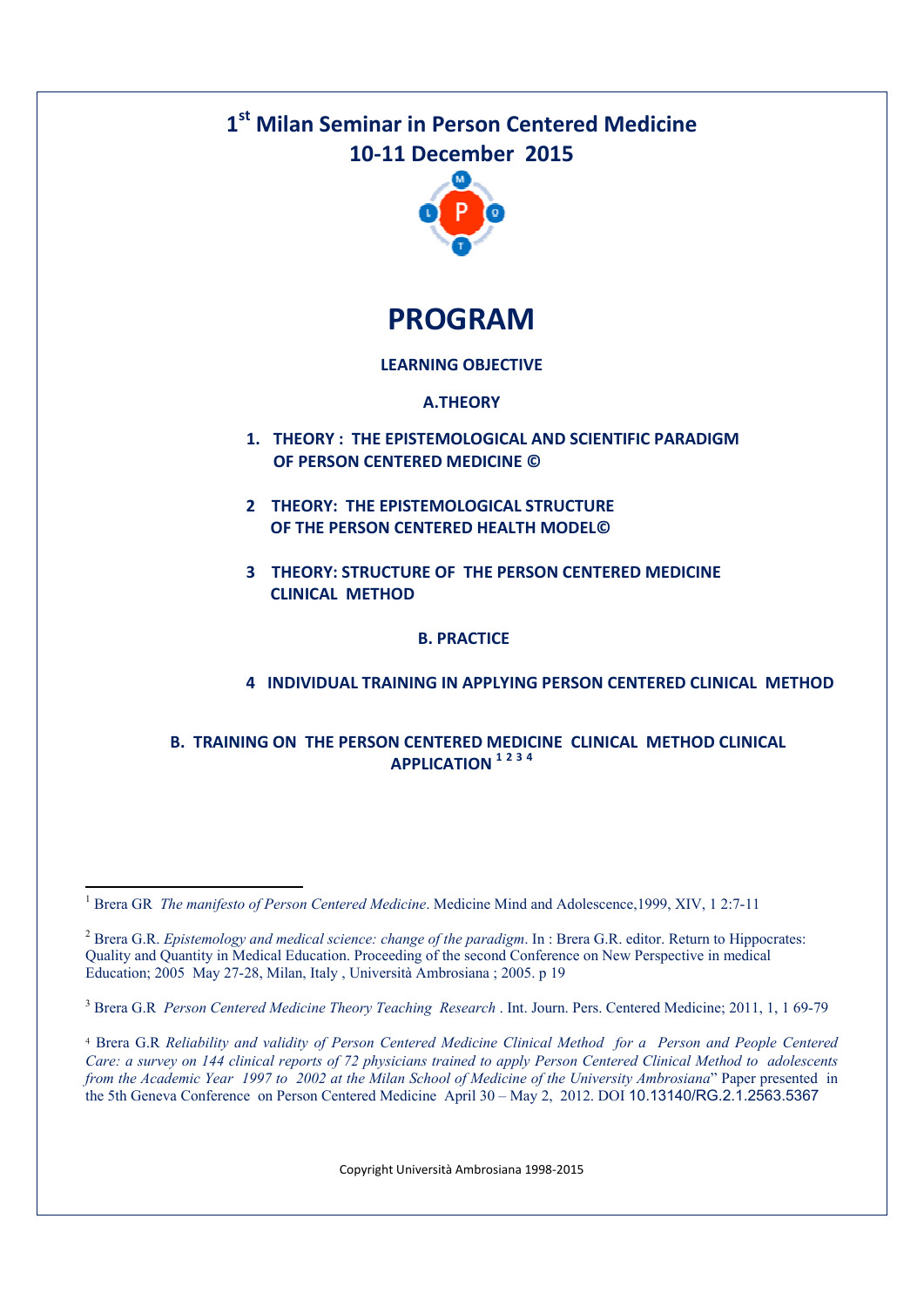# 1[st] Milan Seminar in Person Centered Medicine
## 10-11 December 2015

# PROGRAM

**LEARNING OBJECTIVE**

**A.THEORY**

1. **THEORY : THE EPISTEMOLOGICAL AND SCIENTIFIC PARADIGM OF PERSON CENTERED MEDICINE ©**

2. **THEORY: THE EPISTEMOLOGICAL STRUCTURE OF THE PERSON CENTERED HEALTH MODEL©**

3. **THEORY: STRUCTURE OF THE PERSON CENTERED MEDICINE CLINICAL METHOD**

**B. PRACTICE**

4. **INDIVIDUAL TRAINING IN APPLYING PERSON CENTERED CLINICAL METHOD**

**B. TRAINING ON THE PERSON CENTERED MEDICINE CLINICAL METHOD CLINICAL APPLICATION [1 2 3 4]**

---

[1] Brera GR *The manifesto of Person Centered Medicine*. Medicine Mind and Adolescence,1999, XIV, 1 2:7-11

[2] Brera G.R. *Epistemology and medical science: change of the paradigm*. In : Brera G.R. editor. Return to Hippocrates: Quality and Quantity in Medical Education. Proceeding of the second Conference on New Perspective in medical Education; 2005 May 27-28, Milan, Italy , Università Ambrosiana ; 2005. p 19

[3] Brera G.R *Person Centered Medicine Theory Teaching Research* . Int. Journ. Pers. Centered Medicine; 2011, 1, 1 69-79

[4] Brera G.R *Reliability and validity of Person Centered Medicine Clinical Method for a Person and People Centered Care: a survey on 144 clinical reports of 72 physicians trained to apply Person Centered Clinical Method to adolescents from the Academic Year 1997 to 2002 at the Milan School of Medicine of the University Ambrosiana*" Paper presented in the 5th Geneva Conference on Person Centered Medicine April 30 – May 2, 2012. DOI 10.13140/RG.2.1.2563.5367

Copyright Università Ambrosiana 1998-2015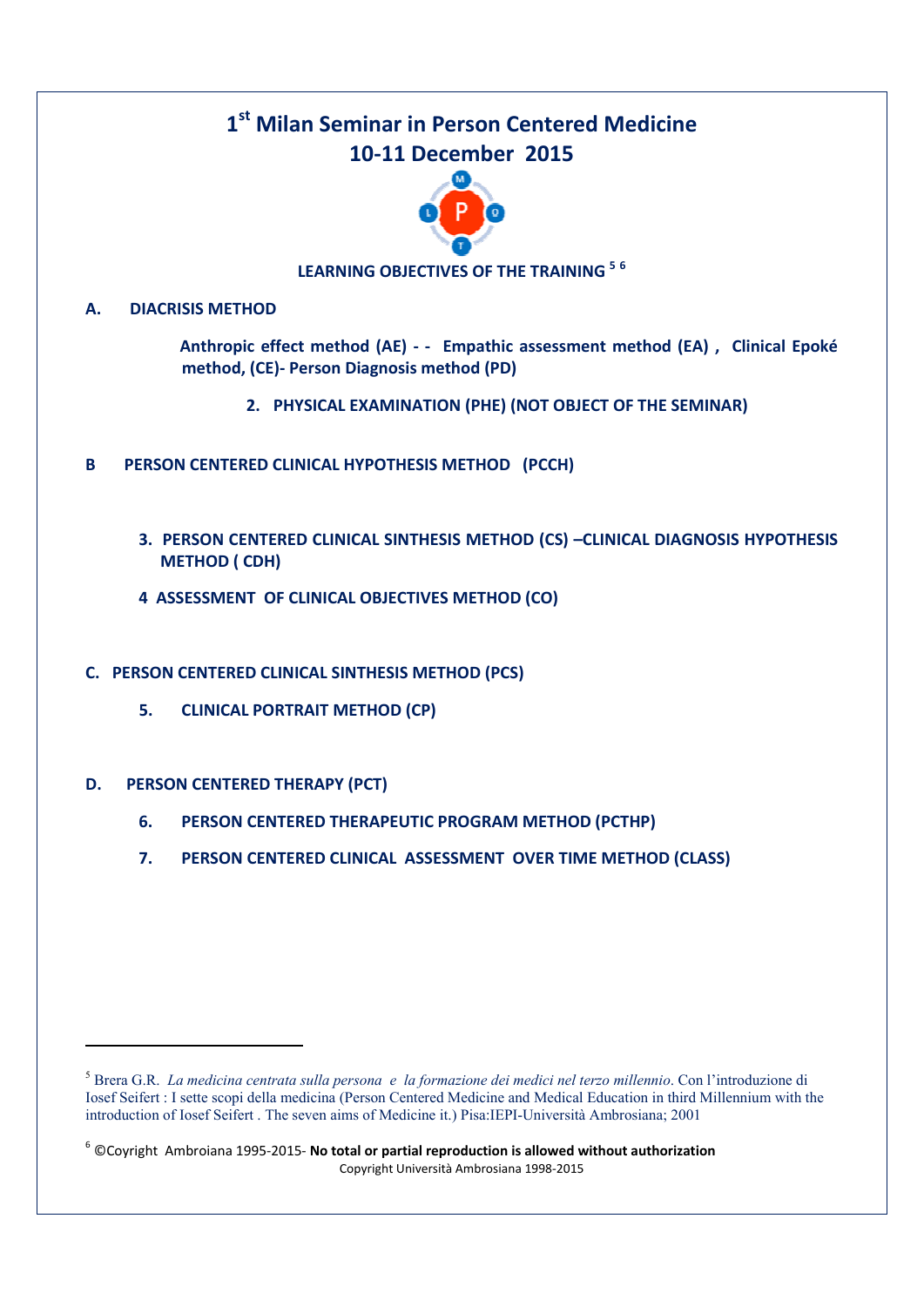# 1st Milan Seminar in Person Centered Medicine
## 10-11 December 2015

### LEARNING OBJECTIVES OF THE TRAINING [5] [6]

**A. DIACRISIS METHOD**

**Anthropic effect method (AE) - - Empathic assessment method (EA) , Clinical Epoké method, (CE)- Person Diagnosis method (PD)**

**2. PHYSICAL EXAMINATION (PHE) (NOT OBJECT OF THE SEMINAR)**

**B PERSON CENTERED CLINICAL HYPOTHESIS METHOD (PCCH)**

**3. PERSON CENTERED CLINICAL SINTHESIS METHOD (CS) –CLINICAL DIAGNOSIS HYPOTHESIS METHOD ( CDH)**

**4 ASSESSMENT OF CLINICAL OBJECTIVES METHOD (CO)**

**C. PERSON CENTERED CLINICAL SINTHESIS METHOD (PCS)**

**5. CLINICAL PORTRAIT METHOD (CP)**

**D. PERSON CENTERED THERAPY (PCT)**

**6. PERSON CENTERED THERAPEUTIC PROGRAM METHOD (PCTHP)**

**7. PERSON CENTERED CLINICAL ASSESSMENT OVER TIME METHOD (CLASS)**

---

[5] Brera G.R. *La medicina centrata sulla persona e la formazione dei medici nel terzo millennio*. Con l'introduzione di Iosef Seifert : I sette scopi della medicina (Person Centered Medicine and Medical Education in third Millennium with the introduction of Iosef Seifert . The seven aims of Medicine it.) Pisa:IEPI-Università Ambrosiana; 2001

[6] ©Coyright Ambroiana 1995-2015- **No total or partial reproduction is allowed without authorization**
Copyright Università Ambrosiana 1998-2015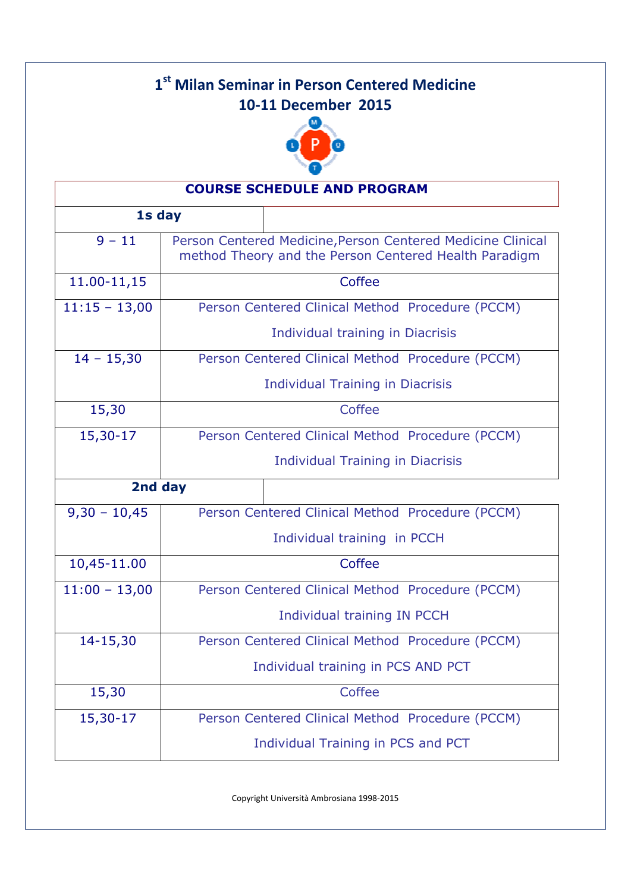# 1st Milan Seminar in Person Centered Medicine

## 10-11 December 2015

| COURSE SCHEDULE AND PROGRAM | |
|---|---|
| **1s day** | |
| 9 – 11 | Person Centered Medicine,Person Centered Medicine Clinical method Theory and the Person Centered Health Paradigm |
| 11.00-11,15 | Coffee |
| 11:15 – 13,00 | Person Centered Clinical Method Procedure (PCCM)<br>Individual training in Diacrisis |
| 14 – 15,30 | Person Centered Clinical Method Procedure (PCCM)<br>Individual Training in Diacrisis |
| 15,30 | Coffee |
| 15,30-17 | Person Centered Clinical Method Procedure (PCCM)<br>Individual Training in Diacrisis |
| **2nd day** | |
| 9,30 – 10,45 | Person Centered Clinical Method Procedure (PCCM)<br>Individual training in PCCH |
| 10,45-11.00 | Coffee |
| 11:00 – 13,00 | Person Centered Clinical Method Procedure (PCCM)<br>Individual training IN PCCH |
| 14-15,30 | Person Centered Clinical Method Procedure (PCCM)<br>Individual training in PCS AND PCT |
| 15,30 | Coffee |
| 15,30-17 | Person Centered Clinical Method Procedure (PCCM)<br>Individual Training in PCS and PCT |

Copyright Università Ambrosiana 1998-2015